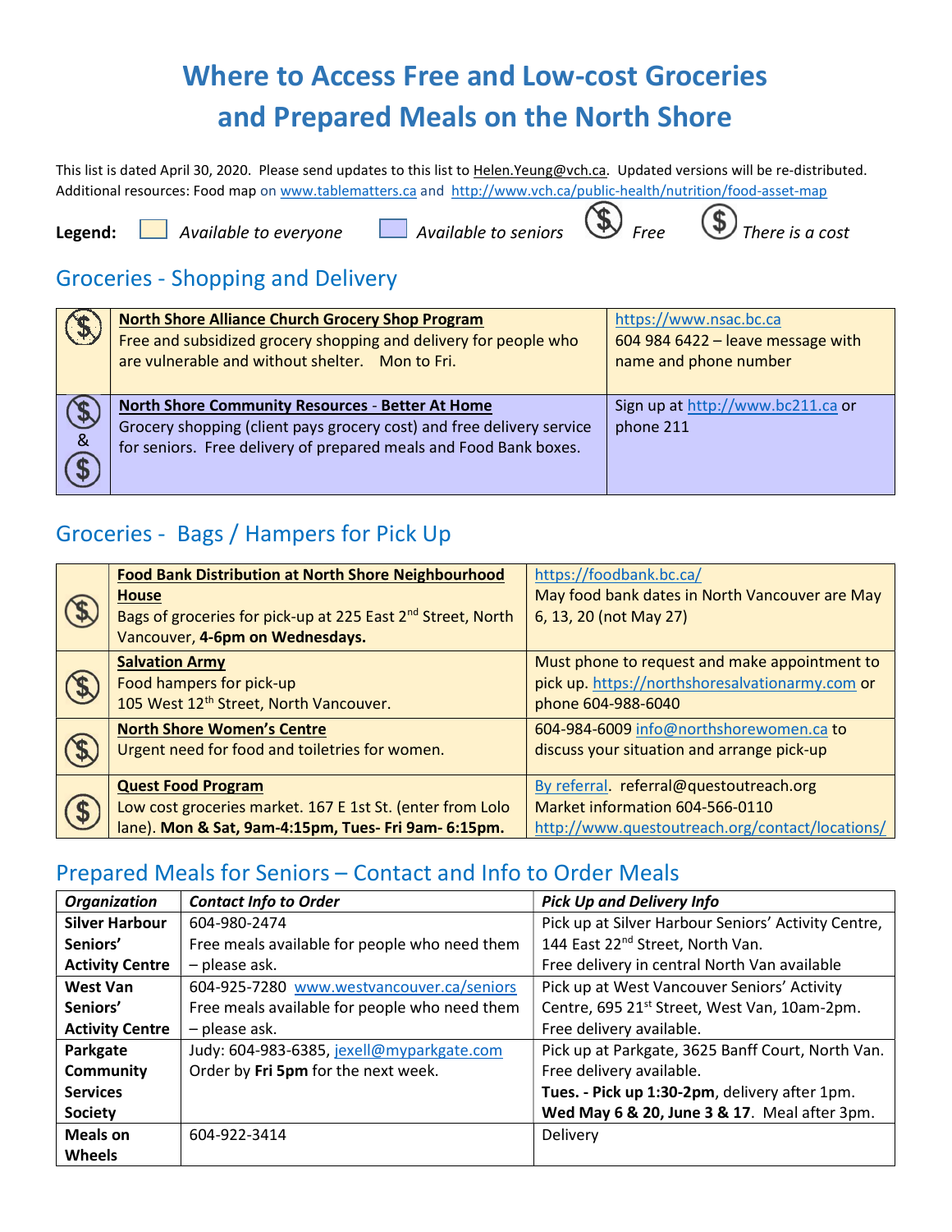# Where to Access Free and Low-cost Groceries and Prepared Meals on the North Shore

This list is dated April 30, 2020. Please send updates to this list to Helen.Yeung@vch.ca. Updated versions will be re-distributed. Additional resources: Food map on www.tablematters.ca and http://www.vch.ca/public-health/nutrition/food-asset-map

**Legend:** *Available to everyone* *Available to seniors* *Free* *There is a cost*

## Groceries - Shopping and Delivery

| | | |
|---|---|---|
| Free | **North Shore Alliance Church Grocery Shop Program**<br>Free and subsidized grocery shopping and delivery for people who are vulnerable and without shelter. Mon to Fri. | https://www.nsac.bc.ca<br>604 984 6422 – leave message with name and phone number |
| Free & There is a cost | **North Shore Community Resources - Better At Home**<br>Grocery shopping (client pays grocery cost) and free delivery service for seniors. Free delivery of prepared meals and Food Bank boxes. | Sign up at http://www.bc211.ca or phone 211 |

## Groceries - Bags / Hampers for Pick Up

| | | |
|---|---|---|
| Free | **Food Bank Distribution at North Shore Neighbourhood House**<br>Bags of groceries for pick-up at 225 East 2nd Street, North Vancouver, **4-6pm on Wednesdays.** | https://foodbank.bc.ca/<br>May food bank dates in North Vancouver are May 6, 13, 20 (not May 27) |
| Free | **Salvation Army**<br>Food hampers for pick-up<br>105 West 12th Street, North Vancouver. | Must phone to request and make appointment to pick up. https://northshoresalvationarmy.com or phone 604-988-6040 |
| Free | **North Shore Women's Centre**<br>Urgent need for food and toiletries for women. | 604-984-6009 info@northshorewomen.ca to discuss your situation and arrange pick-up |
| There is a cost | **Quest Food Program**<br>Low cost groceries market. 167 E 1st St. (enter from Lolo lane). **Mon & Sat, 9am-4:15pm, Tues- Fri 9am- 6:15pm.** | By referral. referral@questoutreach.org<br>Market information 604-566-0110<br>http://www.questoutreach.org/contact/locations/ |

## Prepared Meals for Seniors – Contact and Info to Order Meals

| *Organization* | *Contact Info to Order* | *Pick Up and Delivery Info* |
|---|---|---|
| **Silver Harbour Seniors' Activity Centre** | 604-980-2474<br>Free meals available for people who need them – please ask. | Pick up at Silver Harbour Seniors' Activity Centre, 144 East 22nd Street, North Van.<br>Free delivery in central North Van available |
| **West Van Seniors' Activity Centre** | 604-925-7280 www.westvancouver.ca/seniors<br>Free meals available for people who need them – please ask. | Pick up at West Vancouver Seniors' Activity Centre, 695 21st Street, West Van, 10am-2pm.<br>Free delivery available. |
| **Parkgate Community Services Society** | Judy: 604-983-6385, jexell@myparkgate.com<br>Order by **Fri 5pm** for the next week. | Pick up at Parkgate, 3625 Banff Court, North Van.<br>Free delivery available.<br>**Tues. - Pick up 1:30-2pm**, delivery after 1pm.<br>**Wed May 6 & 20, June 3 & 17**. Meal after 3pm. |
| **Meals on Wheels** | 604-922-3414 | Delivery |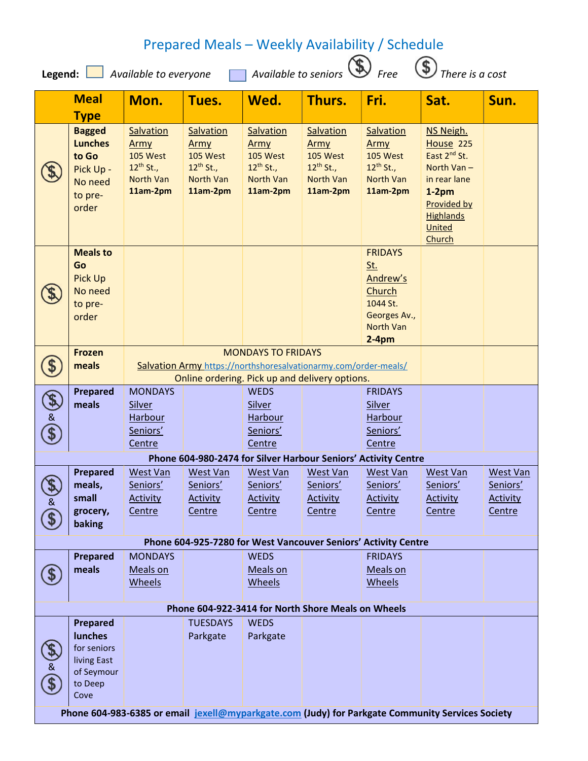# Prepared Meals – Weekly Availability / Schedule

**Legend:** *Available to everyone* (yellow) &nbsp; *Available to seniors* (purple) &nbsp; *Free* &nbsp; *There is a cost*

| | Meal Type | Mon. | Tues. | Wed. | Thurs. | Fri. | Sat. | Sun. |
|---|---|---|---|---|---|---|---|---|
| Free | **Bagged Lunches to Go** Pick Up - No need to pre-order | Salvation Army 105 West 12th St., North Van **11am-2pm** | Salvation Army 105 West 12th St., North Van **11am-2pm** | Salvation Army 105 West 12th St., North Van **11am-2pm** | Salvation Army 105 West 12th St., North Van **11am-2pm** | Salvation Army 105 West 12th St., North Van **11am-2pm** | NS Neigh. House 225 East 2nd St. North Van – in rear lane **1-2pm** Provided by Highlands United Church | |
| Free | **Meals to Go** Pick Up No need to pre-order | | | | | FRIDAYS St. Andrew's Church 1044 St. Georges Av., North Van **2-4pm** | | |
| Cost | **Frozen meals** | MONDAYS TO FRIDAYS Salvation Army https://northshoresalvationarmy.com/order-meals/ Online ordering. Pick up and delivery options. | | | | | | |
| Free & Cost | **Prepared meals** | MONDAYS Silver Harbour Seniors' Centre | | WEDS Silver Harbour Seniors' Centre | | FRIDAYS Silver Harbour Seniors' Centre | | |
| | **Phone 604-980-2474 for Silver Harbour Seniors' Activity Centre** | | | | | | | |
| Free & Cost | **Prepared meals, small grocery, baking** | West Van Seniors' Activity Centre | West Van Seniors' Activity Centre | West Van Seniors' Activity Centre | West Van Seniors' Activity Centre | West Van Seniors' Activity Centre | West Van Seniors' Activity Centre | West Van Seniors' Activity Centre |
| | **Phone 604-925-7280 for West Vancouver Seniors' Activity Centre** | | | | | | | |
| Cost | **Prepared meals** | MONDAYS Meals on Wheels | | WEDS Meals on Wheels | | FRIDAYS Meals on Wheels | | |
| | **Phone 604-922-3414 for North Shore Meals on Wheels** | | | | | | | |
| Free & Cost | **Prepared lunches** for seniors living East of Seymour to Deep Cove | | TUESDAYS Parkgate | WEDS Parkgate | | | | |
| | **Phone 604-983-6385 or email jexell@myparkgate.com (Judy) for Parkgate Community Services Society** | | | | | | | |